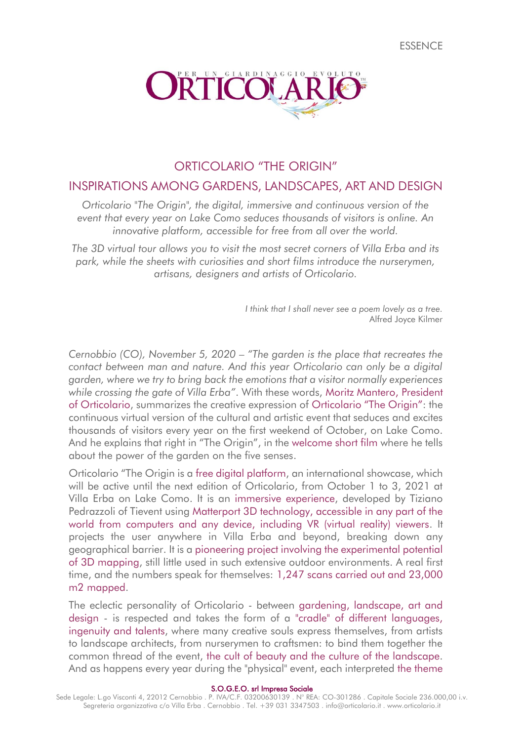# ORTICOLARIO "THE ORIGIN"

## INSPIRATIONS AMONG GARDENS, LANDSCAPES, ART AND DESIGN

*Orticolario "The Origin", the digital, immersive and continuous version of the event that every year on Lake Como seduces thousands of visitors is online. An innovative platform, accessible for free from all over the world.*

*The 3D virtual tour allows you to visit the most secret corners of Villa Erba and its park, while the sheets with curiosities and short films introduce the nurserymen, artisans, designers and artists of Orticolario.*

*I think that I shall never see a poem lovely as a tree.*
Alfred Joyce Kilmer

*Cernobbio (CO), November 5, 2020 – "The garden is the place that recreates the contact between man and nature. And this year Orticolario can only be a digital garden, where we try to bring back the emotions that a visitor normally experiences while crossing the gate of Villa Erba".* With these words, Moritz Mantero, President of Orticolario, summarizes the creative expression of Orticolario "The Origin": the continuous virtual version of the cultural and artistic event that seduces and excites thousands of visitors every year on the first weekend of October, on Lake Como. And he explains that right in "The Origin", in the welcome short film where he tells about the power of the garden on the five senses.

Orticolario "The Origin is a free digital platform, an international showcase, which will be active until the next edition of Orticolario, from October 1 to 3, 2021 at Villa Erba on Lake Como. It is an immersive experience, developed by Tiziano Pedrazzoli of Tievent using Matterport 3D technology, accessible in any part of the world from computers and any device, including VR (virtual reality) viewers. It projects the user anywhere in Villa Erba and beyond, breaking down any geographical barrier. It is a pioneering project involving the experimental potential of 3D mapping, still little used in such extensive outdoor environments. A real first time, and the numbers speak for themselves: 1,247 scans carried out and 23,000 m2 mapped.

The eclectic personality of Orticolario - between gardening, landscape, art and design - is respected and takes the form of a "cradle" of different languages, ingenuity and talents, where many creative souls express themselves, from artists to landscape architects, from nurserymen to craftsmen: to bind them together the common thread of the event, the cult of beauty and the culture of the landscape. And as happens every year during the "physical" event, each interpreted the theme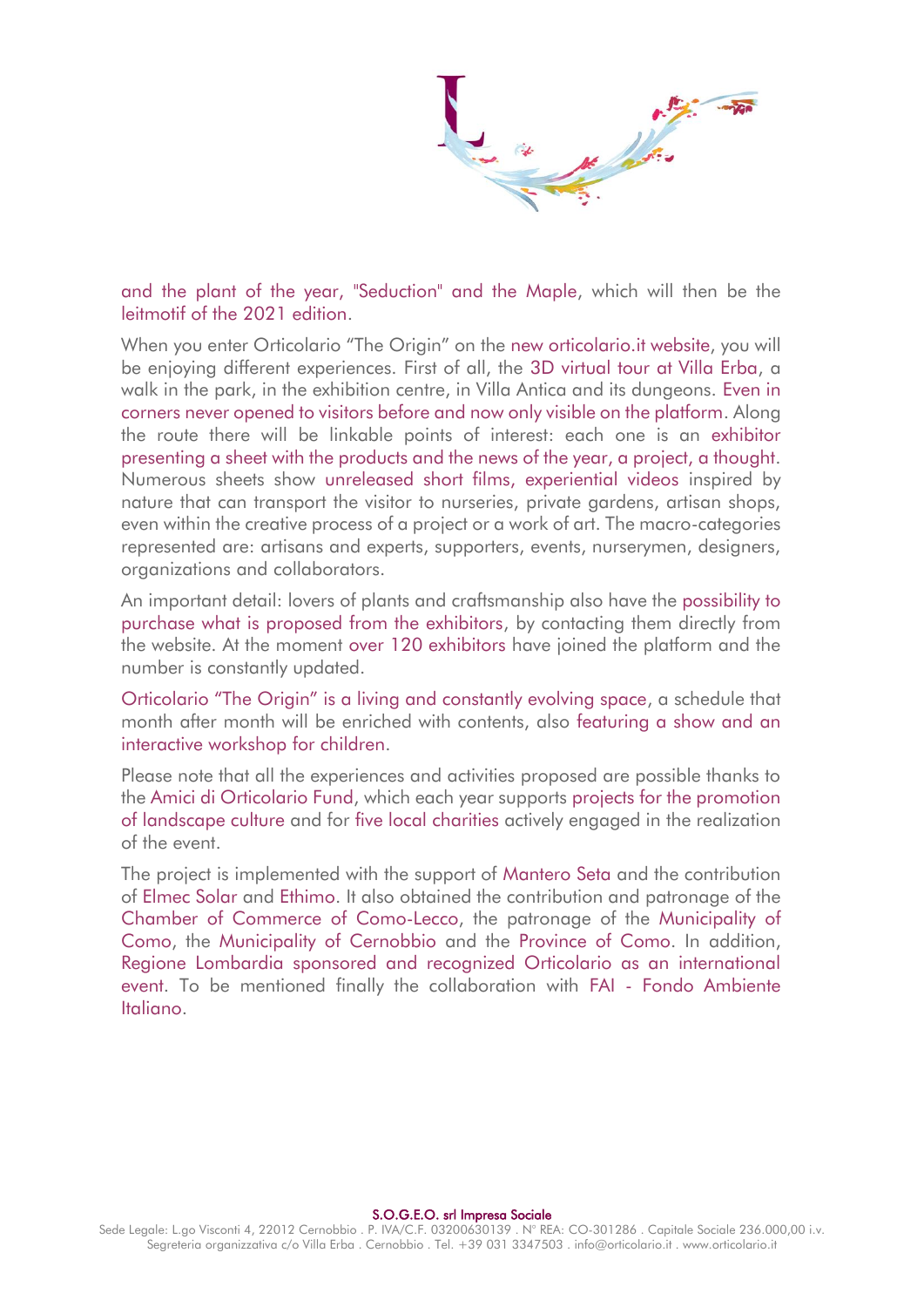and the plant of the year, "Seduction" and the Maple, which will then be the leitmotif of the 2021 edition.

When you enter Orticolario “The Origin” on the new orticolario.it website, you will be enjoying different experiences. First of all, the 3D virtual tour at Villa Erba, a walk in the park, in the exhibition centre, in Villa Antica and its dungeons. Even in corners never opened to visitors before and now only visible on the platform. Along the route there will be linkable points of interest: each one is an exhibitor presenting a sheet with the products and the news of the year, a project, a thought. Numerous sheets show unreleased short films, experiential videos inspired by nature that can transport the visitor to nurseries, private gardens, artisan shops, even within the creative process of a project or a work of art. The macro-categories represented are: artisans and experts, supporters, events, nurserymen, designers, organizations and collaborators.

An important detail: lovers of plants and craftsmanship also have the possibility to purchase what is proposed from the exhibitors, by contacting them directly from the website. At the moment over 120 exhibitors have joined the platform and the number is constantly updated.

Orticolario “The Origin” is a living and constantly evolving space, a schedule that month after month will be enriched with contents, also featuring a show and an interactive workshop for children.

Please note that all the experiences and activities proposed are possible thanks to the Amici di Orticolario Fund, which each year supports projects for the promotion of landscape culture and for five local charities actively engaged in the realization of the event.

The project is implemented with the support of Mantero Seta and the contribution of Elmec Solar and Ethimo. It also obtained the contribution and patronage of the Chamber of Commerce of Como-Lecco, the patronage of the Municipality of Como, the Municipality of Cernobbio and the Province of Como. In addition, Regione Lombardia sponsored and recognized Orticolario as an international event. To be mentioned finally the collaboration with FAI - Fondo Ambiente Italiano.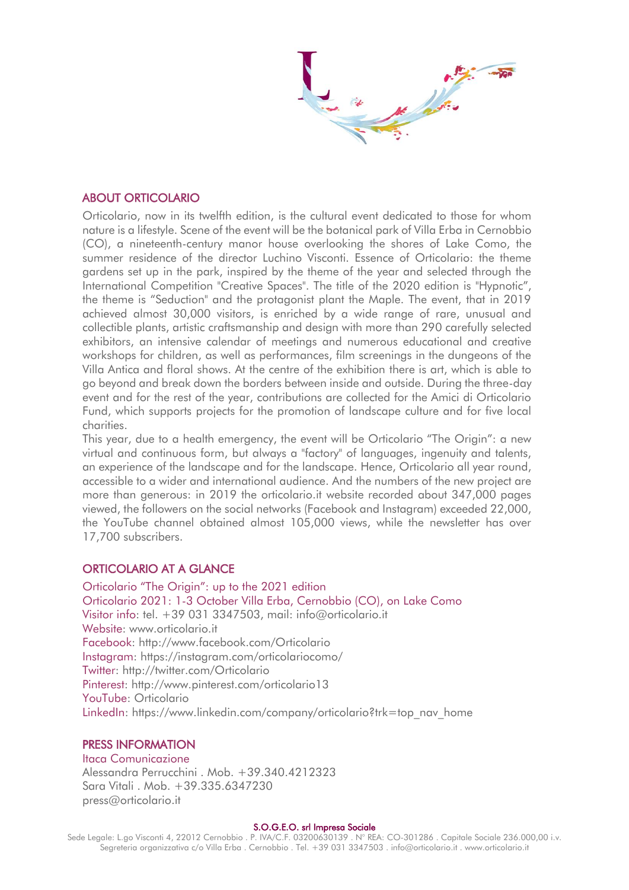## ABOUT ORTICOLARIO

Orticolario, now in its twelfth edition, is the cultural event dedicated to those for whom nature is a lifestyle. Scene of the event will be the botanical park of Villa Erba in Cernobbio (CO), a nineteenth-century manor house overlooking the shores of Lake Como, the summer residence of the director Luchino Visconti. Essence of Orticolario: the theme gardens set up in the park, inspired by the theme of the year and selected through the International Competition "Creative Spaces". The title of the 2020 edition is "Hypnotic", the theme is "Seduction" and the protagonist plant the Maple. The event, that in 2019 achieved almost 30,000 visitors, is enriched by a wide range of rare, unusual and collectible plants, artistic craftsmanship and design with more than 290 carefully selected exhibitors, an intensive calendar of meetings and numerous educational and creative workshops for children, as well as performances, film screenings in the dungeons of the Villa Antica and floral shows. At the centre of the exhibition there is art, which is able to go beyond and break down the borders between inside and outside. During the three-day event and for the rest of the year, contributions are collected for the Amici di Orticolario Fund, which supports projects for the promotion of landscape culture and for five local charities.

This year, due to a health emergency, the event will be Orticolario "The Origin": a new virtual and continuous form, but always a "factory" of languages, ingenuity and talents, an experience of the landscape and for the landscape. Hence, Orticolario all year round, accessible to a wider and international audience. And the numbers of the new project are more than generous: in 2019 the orticolario.it website recorded about 347,000 pages viewed, the followers on the social networks (Facebook and Instagram) exceeded 22,000, the YouTube channel obtained almost 105,000 views, while the newsletter has over 17,700 subscribers.

## ORTICOLARIO AT A GLANCE

Orticolario "The Origin": up to the 2021 edition
Orticolario 2021: 1-3 October Villa Erba, Cernobbio (CO), on Lake Como
Visitor info: tel. +39 031 3347503, mail: info@orticolario.it
Website: www.orticolario.it
Facebook: http://www.facebook.com/Orticolario
Instagram: https://instagram.com/orticolariocomo/
Twitter: http://twitter.com/Orticolario
Pinterest: http://www.pinterest.com/orticolario13
YouTube: Orticolario
LinkedIn: https://www.linkedin.com/company/orticolario?trk=top_nav_home

## PRESS INFORMATION

Itaca Comunicazione
Alessandra Perrucchini . Mob. +39.340.4212323
Sara Vitali . Mob. +39.335.6347230
press@orticolario.it

S.O.G.E.O. srl Impresa Sociale
Sede Legale: L.go Visconti 4, 22012 Cernobbio . P. IVA/C.F. 03200630139 . N° REA: CO-301286 . Capitale Sociale 236.000,00 i.v.
Segreteria organizzativa c/o Villa Erba . Cernobbio . Tel. +39 031 3347503 . info@orticolario.it . www.orticolario.it